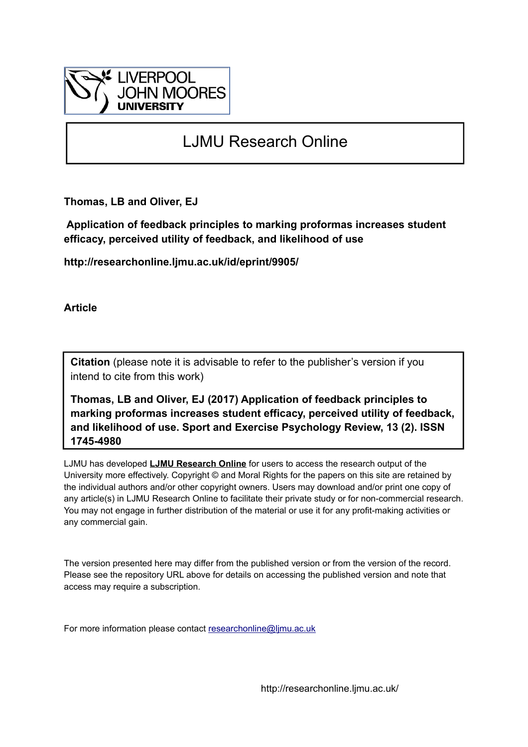LIVERPOOL
JOHN MOORES
UNIVERSITY

# LJMU Research Online

**Thomas, LB and Oliver, EJ**

**Application of feedback principles to marking proformas increases student efficacy, perceived utility of feedback, and likelihood of use**

**http://researchonline.ljmu.ac.uk/id/eprint/9905/**

**Article**

**Citation** (please note it is advisable to refer to the publisher's version if you intend to cite from this work)

**Thomas, LB and Oliver, EJ (2017) Application of feedback principles to marking proformas increases student efficacy, perceived utility of feedback, and likelihood of use. Sport and Exercise Psychology Review, 13 (2). ISSN 1745-4980**

LJMU has developed **LJMU Research Online** for users to access the research output of the University more effectively. Copyright © and Moral Rights for the papers on this site are retained by the individual authors and/or other copyright owners. Users may download and/or print one copy of any article(s) in LJMU Research Online to facilitate their private study or for non-commercial research. You may not engage in further distribution of the material or use it for any profit-making activities or any commercial gain.

The version presented here may differ from the published version or from the version of the record. Please see the repository URL above for details on accessing the published version and note that access may require a subscription.

For more information please contact researchonline@ljmu.ac.uk

http://researchonline.ljmu.ac.uk/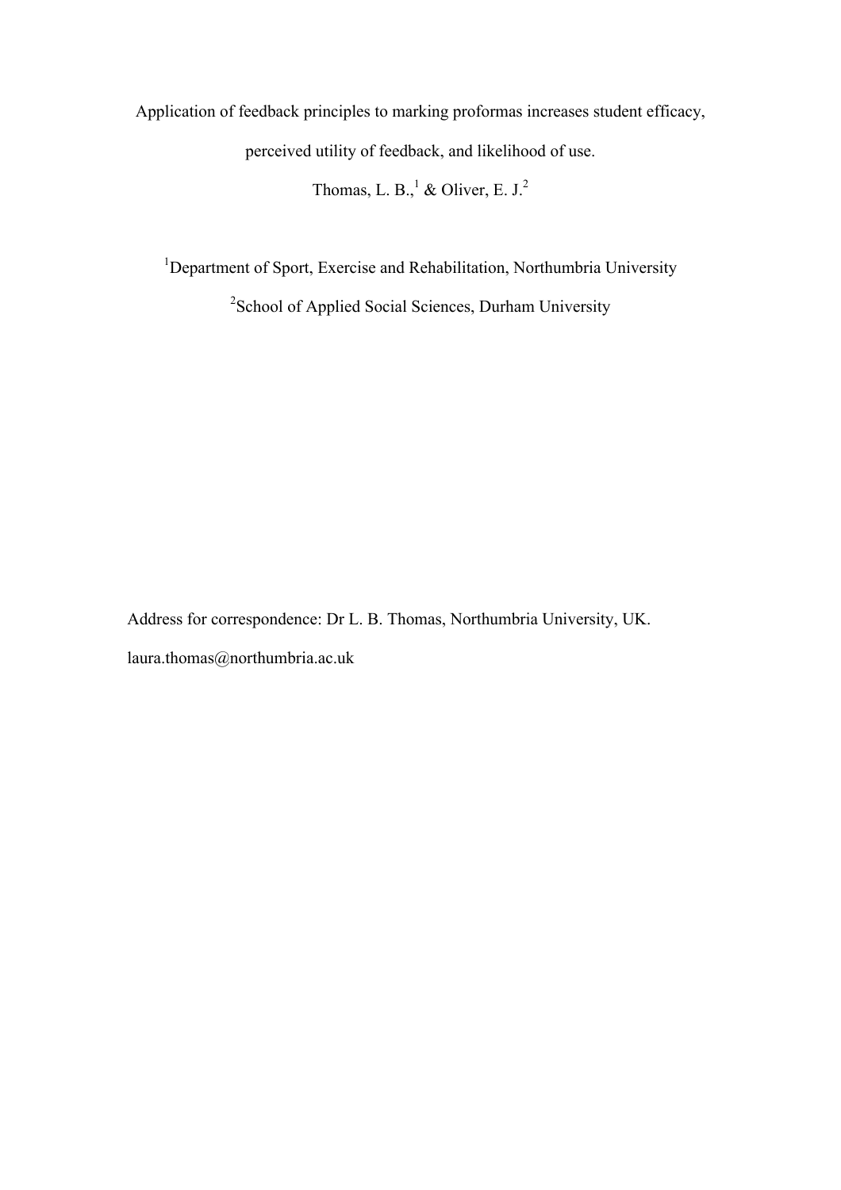Application of feedback principles to marking proformas increases student efficacy, perceived utility of feedback, and likelihood of use.

Thomas, L. B.,[1] & Oliver, E. J.[2]

[1]Department of Sport, Exercise and Rehabilitation, Northumbria University

[2]School of Applied Social Sciences, Durham University

Address for correspondence: Dr L. B. Thomas, Northumbria University, UK.

laura.thomas@northumbria.ac.uk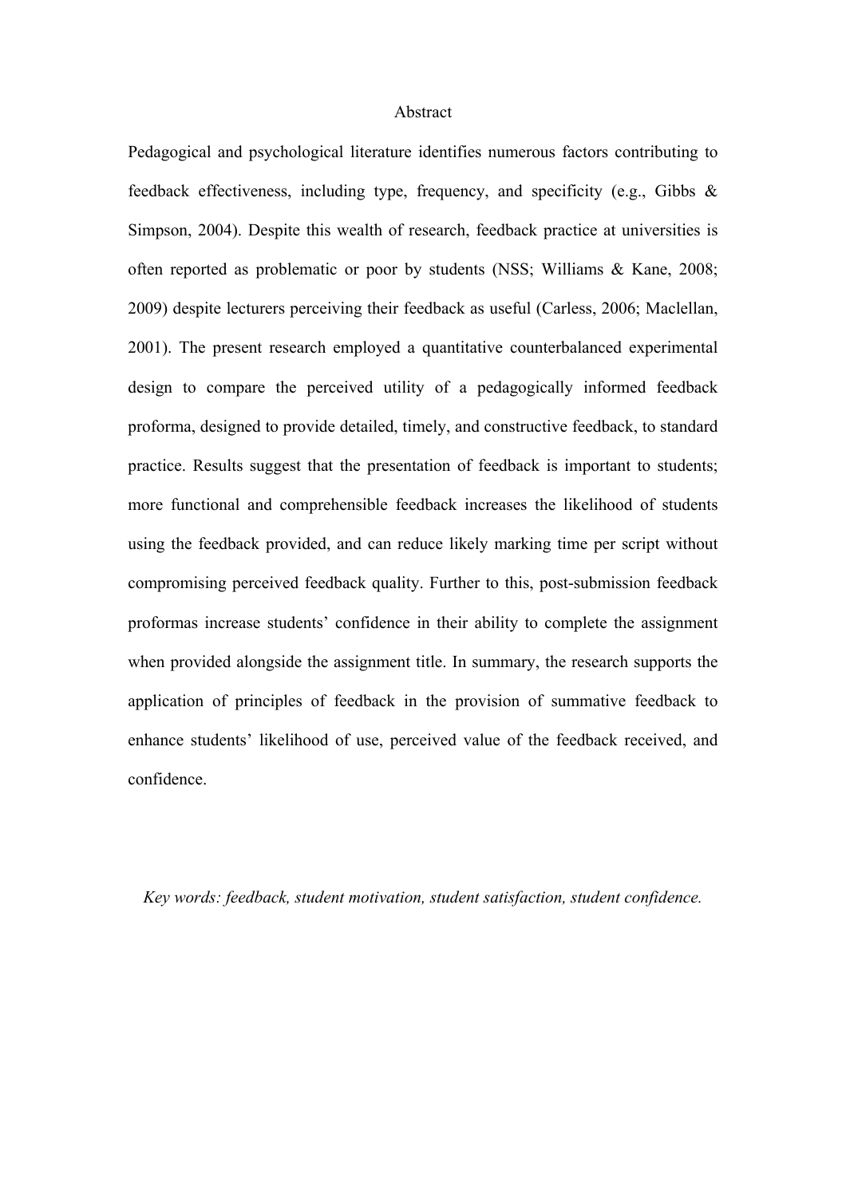## Abstract

Pedagogical and psychological literature identifies numerous factors contributing to feedback effectiveness, including type, frequency, and specificity (e.g., Gibbs & Simpson, 2004). Despite this wealth of research, feedback practice at universities is often reported as problematic or poor by students (NSS; Williams & Kane, 2008; 2009) despite lecturers perceiving their feedback as useful (Carless, 2006; Maclellan, 2001). The present research employed a quantitative counterbalanced experimental design to compare the perceived utility of a pedagogically informed feedback proforma, designed to provide detailed, timely, and constructive feedback, to standard practice. Results suggest that the presentation of feedback is important to students; more functional and comprehensible feedback increases the likelihood of students using the feedback provided, and can reduce likely marking time per script without compromising perceived feedback quality. Further to this, post-submission feedback proformas increase students' confidence in their ability to complete the assignment when provided alongside the assignment title. In summary, the research supports the application of principles of feedback in the provision of summative feedback to enhance students' likelihood of use, perceived value of the feedback received, and confidence.

*Key words: feedback, student motivation, student satisfaction, student confidence.*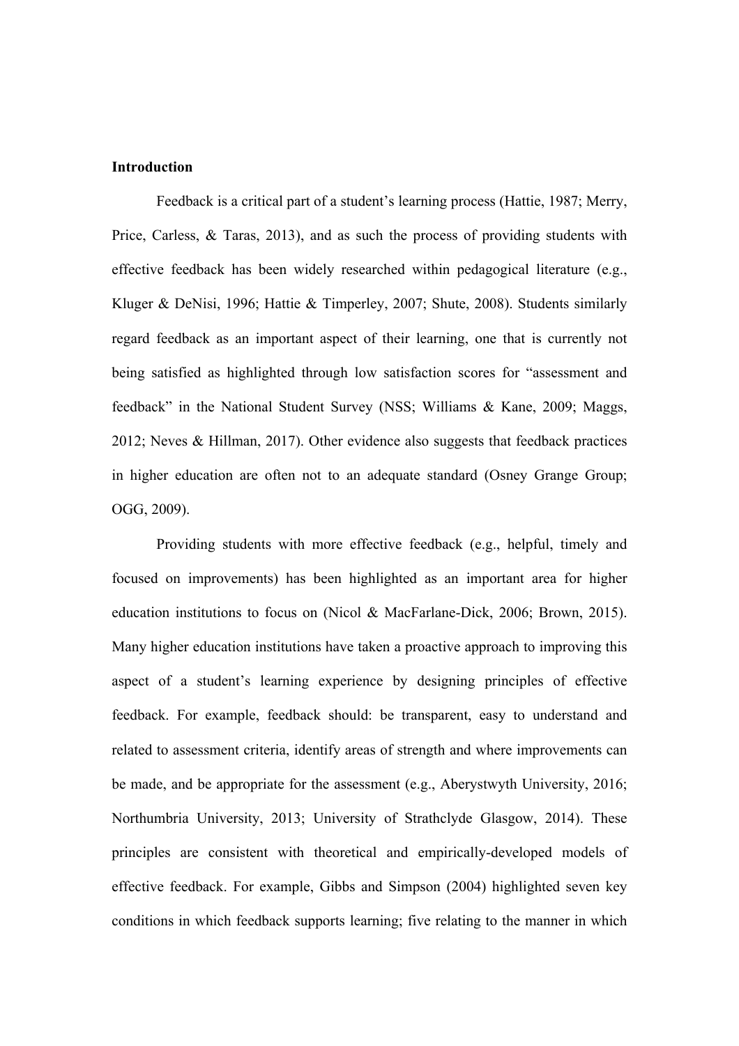## Introduction

Feedback is a critical part of a student's learning process (Hattie, 1987; Merry, Price, Carless, & Taras, 2013), and as such the process of providing students with effective feedback has been widely researched within pedagogical literature (e.g., Kluger & DeNisi, 1996; Hattie & Timperley, 2007; Shute, 2008). Students similarly regard feedback as an important aspect of their learning, one that is currently not being satisfied as highlighted through low satisfaction scores for "assessment and feedback" in the National Student Survey (NSS; Williams & Kane, 2009; Maggs, 2012; Neves & Hillman, 2017). Other evidence also suggests that feedback practices in higher education are often not to an adequate standard (Osney Grange Group; OGG, 2009).

Providing students with more effective feedback (e.g., helpful, timely and focused on improvements) has been highlighted as an important area for higher education institutions to focus on (Nicol & MacFarlane-Dick, 2006; Brown, 2015). Many higher education institutions have taken a proactive approach to improving this aspect of a student's learning experience by designing principles of effective feedback. For example, feedback should: be transparent, easy to understand and related to assessment criteria, identify areas of strength and where improvements can be made, and be appropriate for the assessment (e.g., Aberystwyth University, 2016; Northumbria University, 2013; University of Strathclyde Glasgow, 2014). These principles are consistent with theoretical and empirically-developed models of effective feedback. For example, Gibbs and Simpson (2004) highlighted seven key conditions in which feedback supports learning; five relating to the manner in which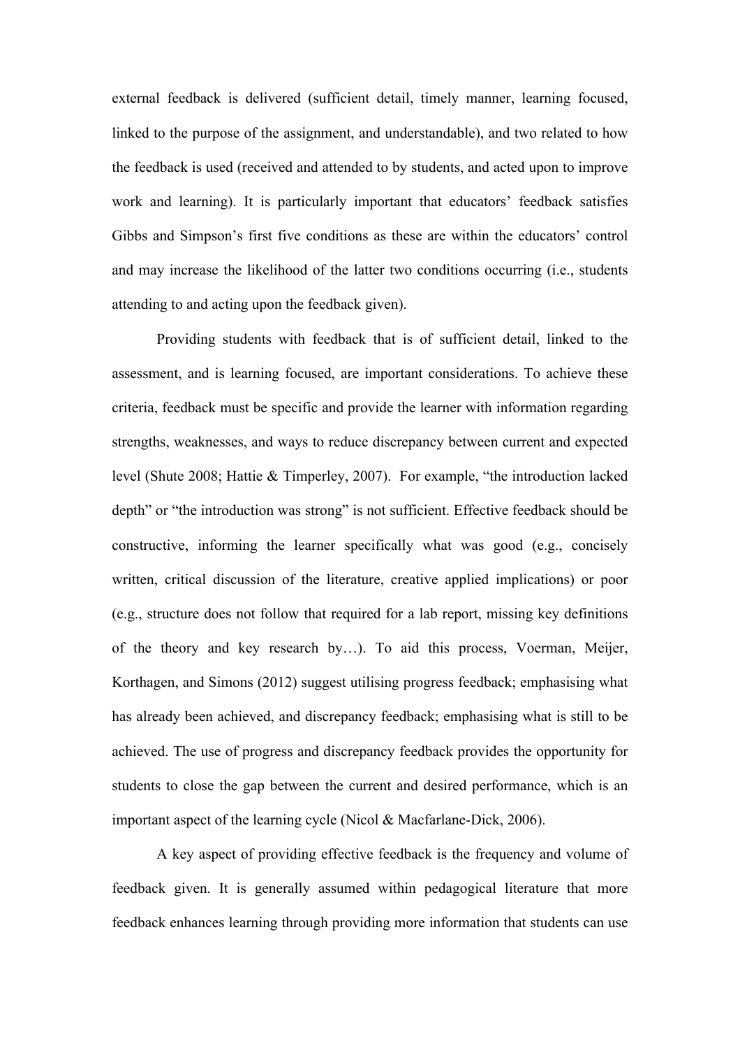external feedback is delivered (sufficient detail, timely manner, learning focused, linked to the purpose of the assignment, and understandable), and two related to how the feedback is used (received and attended to by students, and acted upon to improve work and learning). It is particularly important that educators' feedback satisfies Gibbs and Simpson's first five conditions as these are within the educators' control and may increase the likelihood of the latter two conditions occurring (i.e., students attending to and acting upon the feedback given).

Providing students with feedback that is of sufficient detail, linked to the assessment, and is learning focused, are important considerations. To achieve these criteria, feedback must be specific and provide the learner with information regarding strengths, weaknesses, and ways to reduce discrepancy between current and expected level (Shute 2008; Hattie & Timperley, 2007). For example, "the introduction lacked depth" or "the introduction was strong" is not sufficient. Effective feedback should be constructive, informing the learner specifically what was good (e.g., concisely written, critical discussion of the literature, creative applied implications) or poor (e.g., structure does not follow that required for a lab report, missing key definitions of the theory and key research by…). To aid this process, Voerman, Meijer, Korthagen, and Simons (2012) suggest utilising progress feedback; emphasising what has already been achieved, and discrepancy feedback; emphasising what is still to be achieved. The use of progress and discrepancy feedback provides the opportunity for students to close the gap between the current and desired performance, which is an important aspect of the learning cycle (Nicol & Macfarlane-Dick, 2006).

A key aspect of providing effective feedback is the frequency and volume of feedback given. It is generally assumed within pedagogical literature that more feedback enhances learning through providing more information that students can use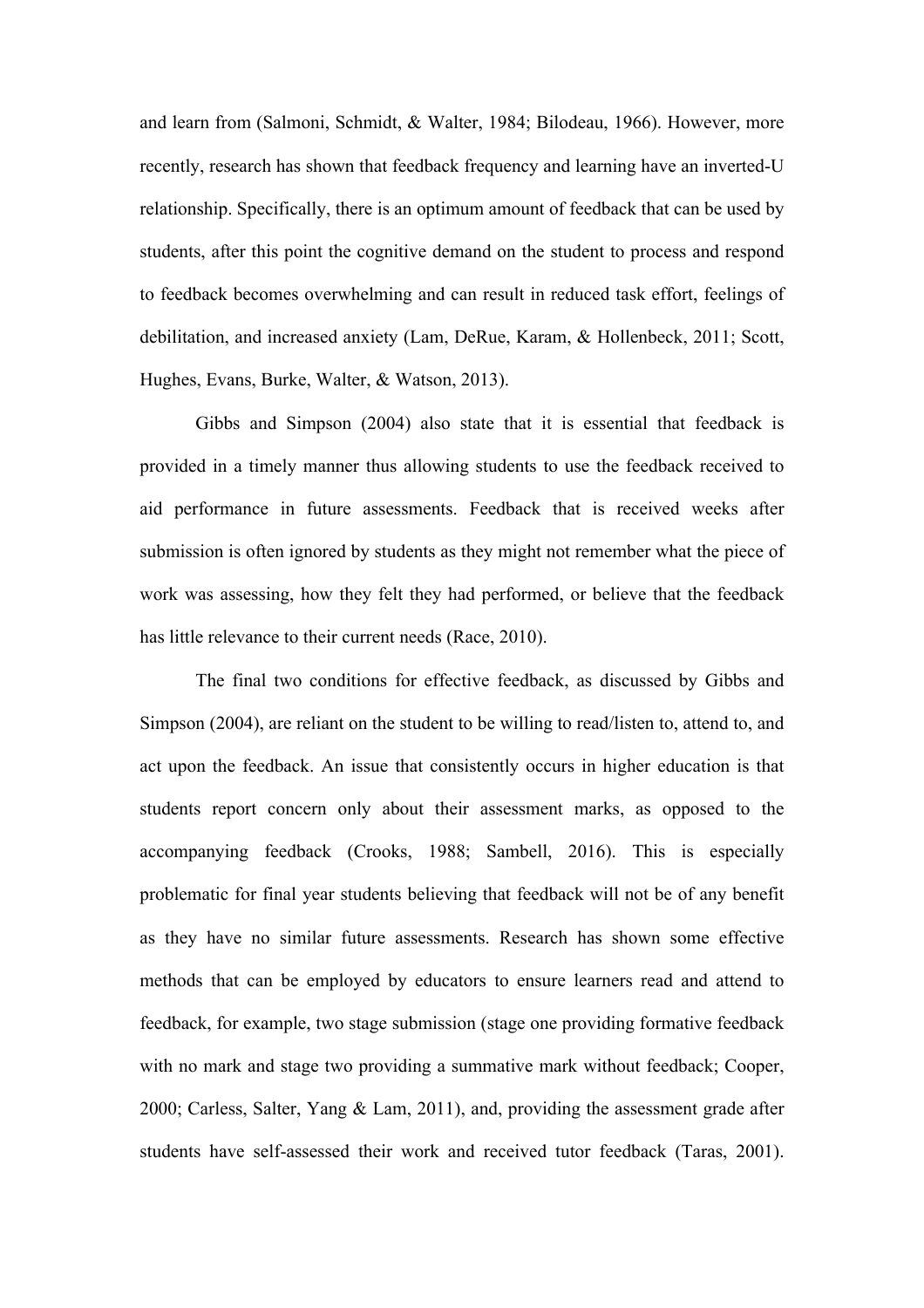and learn from (Salmoni, Schmidt, & Walter, 1984; Bilodeau, 1966). However, more recently, research has shown that feedback frequency and learning have an inverted-U relationship. Specifically, there is an optimum amount of feedback that can be used by students, after this point the cognitive demand on the student to process and respond to feedback becomes overwhelming and can result in reduced task effort, feelings of debilitation, and increased anxiety (Lam, DeRue, Karam, & Hollenbeck, 2011; Scott, Hughes, Evans, Burke, Walter, & Watson, 2013).

Gibbs and Simpson (2004) also state that it is essential that feedback is provided in a timely manner thus allowing students to use the feedback received to aid performance in future assessments. Feedback that is received weeks after submission is often ignored by students as they might not remember what the piece of work was assessing, how they felt they had performed, or believe that the feedback has little relevance to their current needs (Race, 2010).

The final two conditions for effective feedback, as discussed by Gibbs and Simpson (2004), are reliant on the student to be willing to read/listen to, attend to, and act upon the feedback. An issue that consistently occurs in higher education is that students report concern only about their assessment marks, as opposed to the accompanying feedback (Crooks, 1988; Sambell, 2016). This is especially problematic for final year students believing that feedback will not be of any benefit as they have no similar future assessments. Research has shown some effective methods that can be employed by educators to ensure learners read and attend to feedback, for example, two stage submission (stage one providing formative feedback with no mark and stage two providing a summative mark without feedback; Cooper, 2000; Carless, Salter, Yang & Lam, 2011), and, providing the assessment grade after students have self-assessed their work and received tutor feedback (Taras, 2001).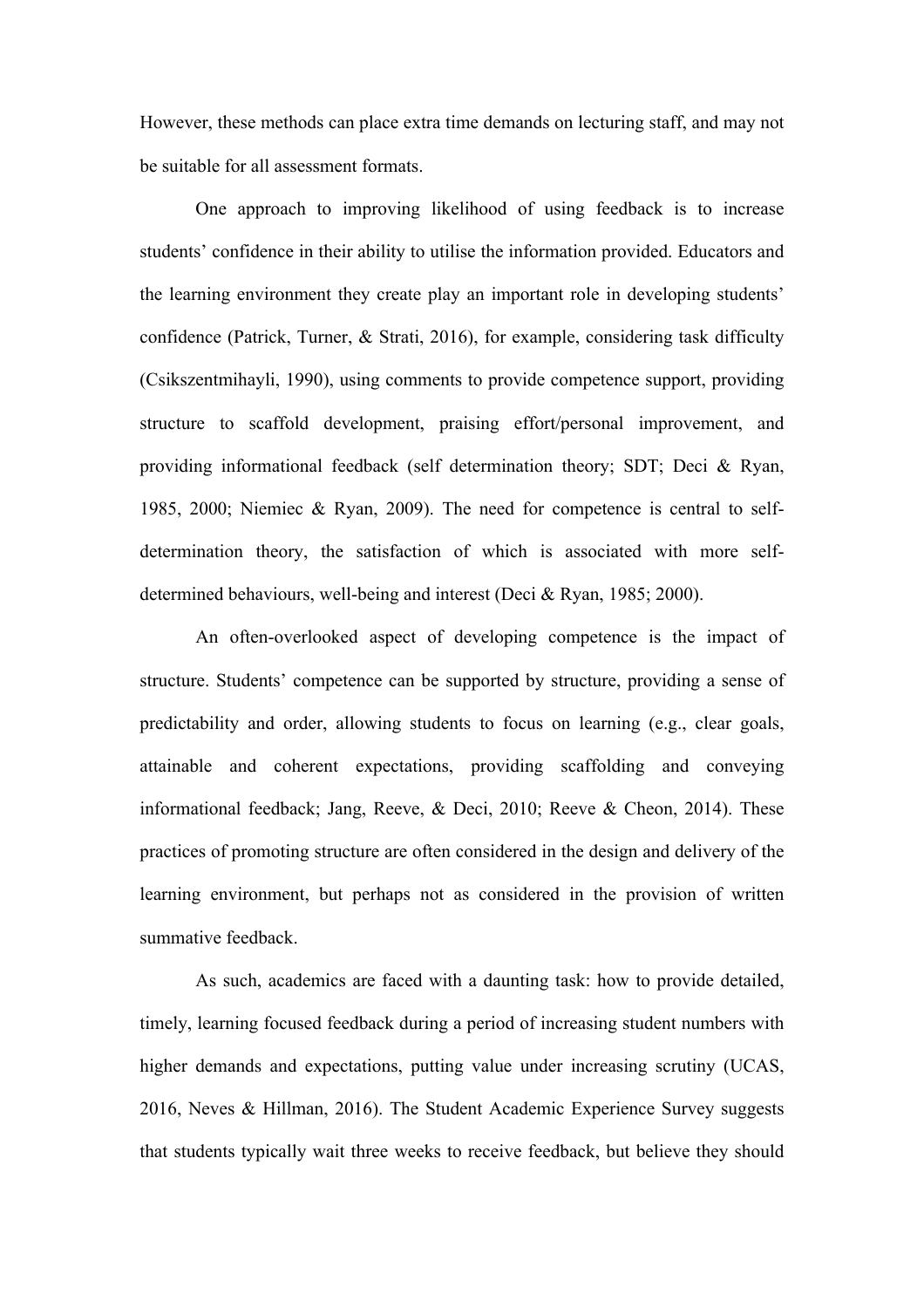However, these methods can place extra time demands on lecturing staff, and may not be suitable for all assessment formats.

One approach to improving likelihood of using feedback is to increase students' confidence in their ability to utilise the information provided. Educators and the learning environment they create play an important role in developing students' confidence (Patrick, Turner, & Strati, 2016), for example, considering task difficulty (Csikszentmihayli, 1990), using comments to provide competence support, providing structure to scaffold development, praising effort/personal improvement, and providing informational feedback (self determination theory; SDT; Deci & Ryan, 1985, 2000; Niemiec & Ryan, 2009). The need for competence is central to self-determination theory, the satisfaction of which is associated with more self-determined behaviours, well-being and interest (Deci & Ryan, 1985; 2000).

An often-overlooked aspect of developing competence is the impact of structure. Students' competence can be supported by structure, providing a sense of predictability and order, allowing students to focus on learning (e.g., clear goals, attainable and coherent expectations, providing scaffolding and conveying informational feedback; Jang, Reeve, & Deci, 2010; Reeve & Cheon, 2014). These practices of promoting structure are often considered in the design and delivery of the learning environment, but perhaps not as considered in the provision of written summative feedback.

As such, academics are faced with a daunting task: how to provide detailed, timely, learning focused feedback during a period of increasing student numbers with higher demands and expectations, putting value under increasing scrutiny (UCAS, 2016, Neves & Hillman, 2016). The Student Academic Experience Survey suggests that students typically wait three weeks to receive feedback, but believe they should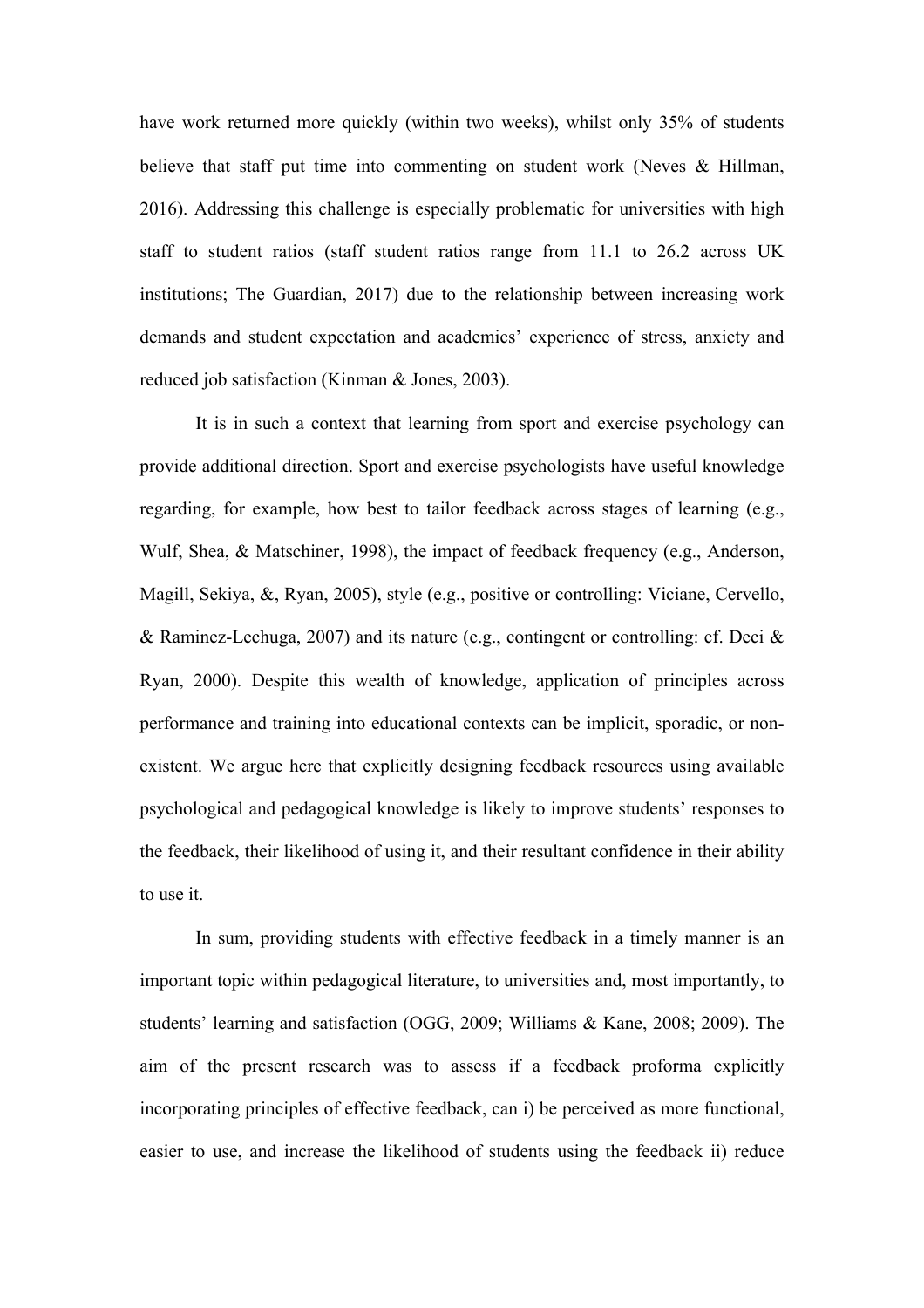have work returned more quickly (within two weeks), whilst only 35% of students believe that staff put time into commenting on student work (Neves & Hillman, 2016). Addressing this challenge is especially problematic for universities with high staff to student ratios (staff student ratios range from 11.1 to 26.2 across UK institutions; The Guardian, 2017) due to the relationship between increasing work demands and student expectation and academics' experience of stress, anxiety and reduced job satisfaction (Kinman & Jones, 2003).

It is in such a context that learning from sport and exercise psychology can provide additional direction. Sport and exercise psychologists have useful knowledge regarding, for example, how best to tailor feedback across stages of learning (e.g., Wulf, Shea, & Matschiner, 1998), the impact of feedback frequency (e.g., Anderson, Magill, Sekiya, &, Ryan, 2005), style (e.g., positive or controlling: Viciane, Cervello, & Raminez-Lechuga, 2007) and its nature (e.g., contingent or controlling: cf. Deci & Ryan, 2000). Despite this wealth of knowledge, application of principles across performance and training into educational contexts can be implicit, sporadic, or non-existent. We argue here that explicitly designing feedback resources using available psychological and pedagogical knowledge is likely to improve students' responses to the feedback, their likelihood of using it, and their resultant confidence in their ability to use it.

In sum, providing students with effective feedback in a timely manner is an important topic within pedagogical literature, to universities and, most importantly, to students' learning and satisfaction (OGG, 2009; Williams & Kane, 2008; 2009). The aim of the present research was to assess if a feedback proforma explicitly incorporating principles of effective feedback, can i) be perceived as more functional, easier to use, and increase the likelihood of students using the feedback ii) reduce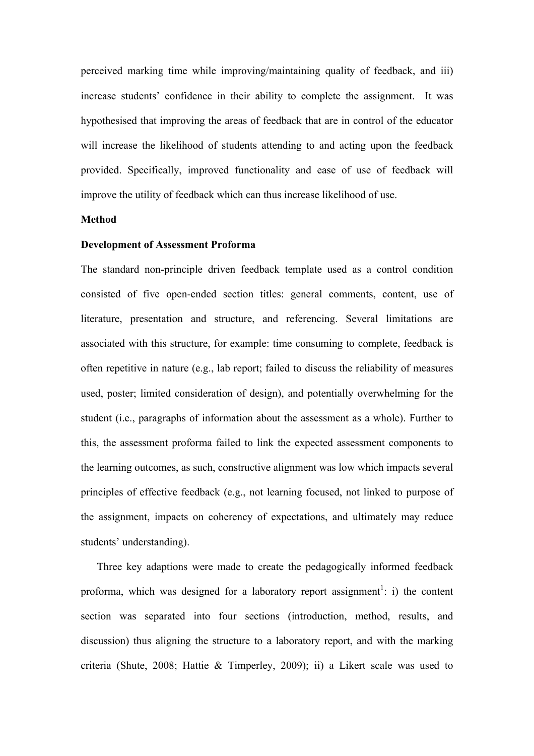perceived marking time while improving/maintaining quality of feedback, and iii) increase students' confidence in their ability to complete the assignment. It was hypothesised that improving the areas of feedback that are in control of the educator will increase the likelihood of students attending to and acting upon the feedback provided. Specifically, improved functionality and ease of use of feedback will improve the utility of feedback which can thus increase likelihood of use.

## Method

### Development of Assessment Proforma

The standard non-principle driven feedback template used as a control condition consisted of five open-ended section titles: general comments, content, use of literature, presentation and structure, and referencing. Several limitations are associated with this structure, for example: time consuming to complete, feedback is often repetitive in nature (e.g., lab report; failed to discuss the reliability of measures used, poster; limited consideration of design), and potentially overwhelming for the student (i.e., paragraphs of information about the assessment as a whole). Further to this, the assessment proforma failed to link the expected assessment components to the learning outcomes, as such, constructive alignment was low which impacts several principles of effective feedback (e.g., not learning focused, not linked to purpose of the assignment, impacts on coherency of expectations, and ultimately may reduce students' understanding).

Three key adaptions were made to create the pedagogically informed feedback proforma, which was designed for a laboratory report assignment[1]: i) the content section was separated into four sections (introduction, method, results, and discussion) thus aligning the structure to a laboratory report, and with the marking criteria (Shute, 2008; Hattie & Timperley, 2009); ii) a Likert scale was used to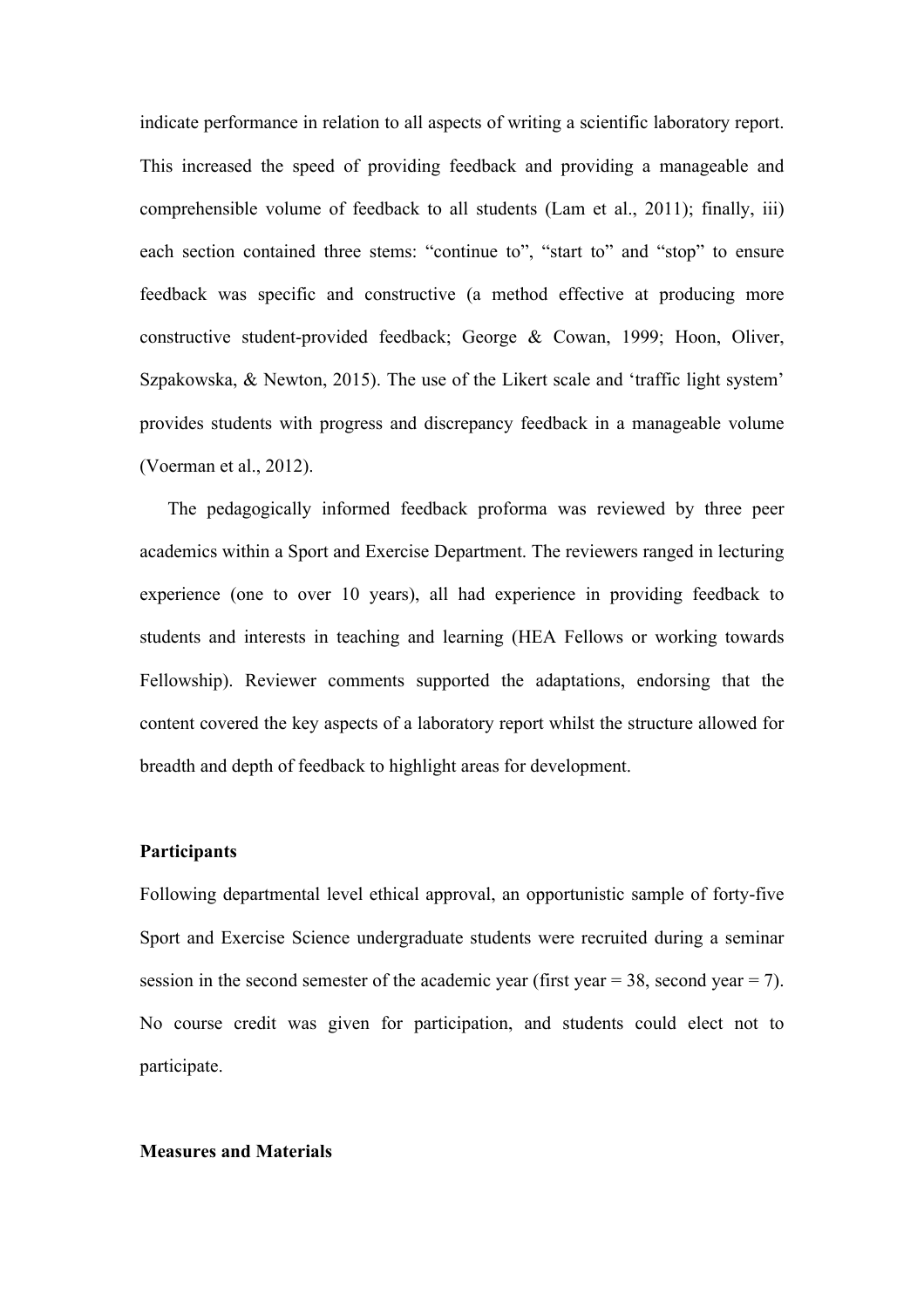indicate performance in relation to all aspects of writing a scientific laboratory report. This increased the speed of providing feedback and providing a manageable and comprehensible volume of feedback to all students (Lam et al., 2011); finally, iii) each section contained three stems: "continue to", "start to" and "stop" to ensure feedback was specific and constructive (a method effective at producing more constructive student-provided feedback; George & Cowan, 1999; Hoon, Oliver, Szpakowska, & Newton, 2015). The use of the Likert scale and 'traffic light system' provides students with progress and discrepancy feedback in a manageable volume (Voerman et al., 2012).

The pedagogically informed feedback proforma was reviewed by three peer academics within a Sport and Exercise Department. The reviewers ranged in lecturing experience (one to over 10 years), all had experience in providing feedback to students and interests in teaching and learning (HEA Fellows or working towards Fellowship). Reviewer comments supported the adaptations, endorsing that the content covered the key aspects of a laboratory report whilst the structure allowed for breadth and depth of feedback to highlight areas for development.

**Participants**

Following departmental level ethical approval, an opportunistic sample of forty-five Sport and Exercise Science undergraduate students were recruited during a seminar session in the second semester of the academic year (first year = 38, second year = 7). No course credit was given for participation, and students could elect not to participate.

**Measures and Materials**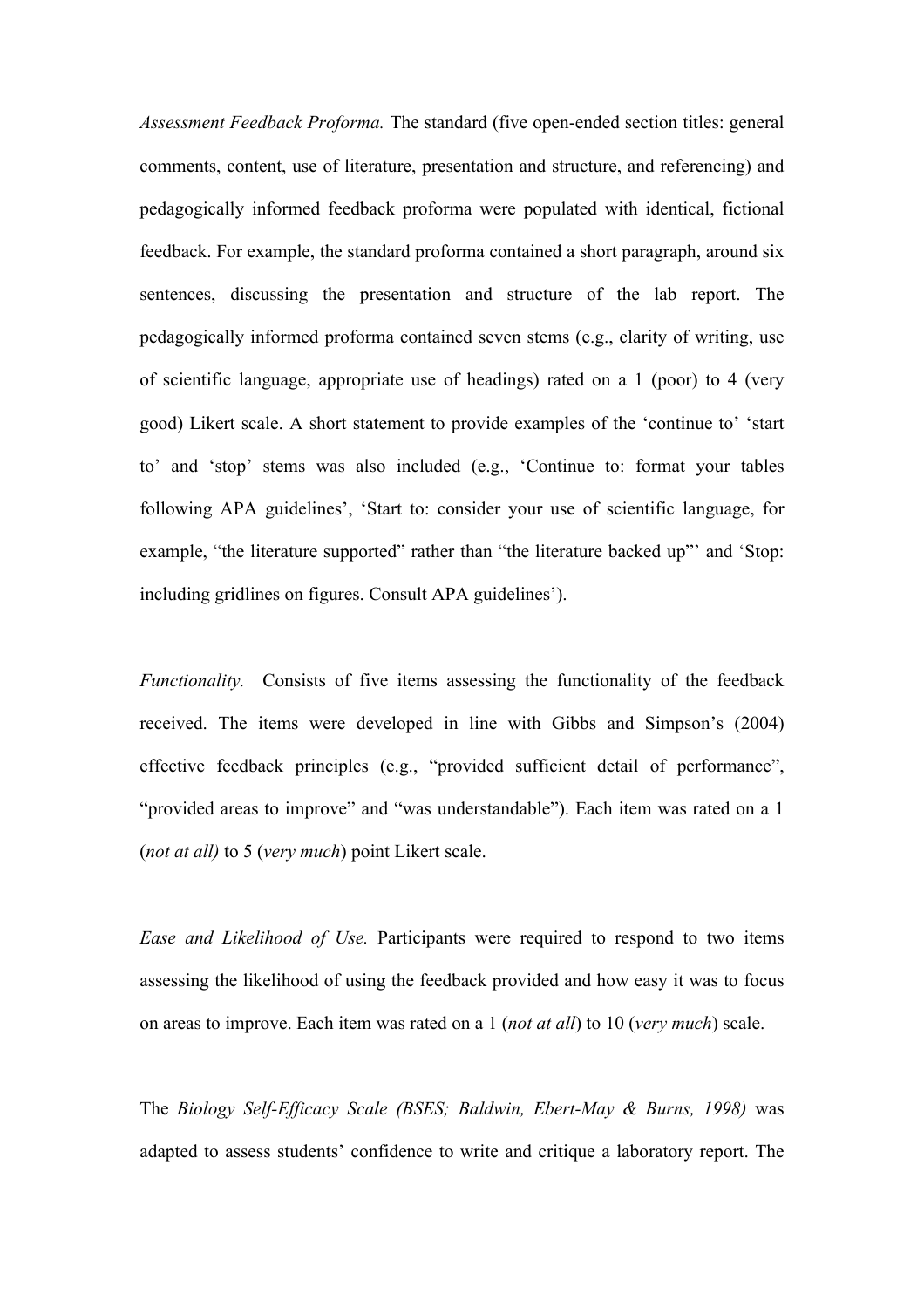*Assessment Feedback Proforma.* The standard (five open-ended section titles: general comments, content, use of literature, presentation and structure, and referencing) and pedagogically informed feedback proforma were populated with identical, fictional feedback. For example, the standard proforma contained a short paragraph, around six sentences, discussing the presentation and structure of the lab report. The pedagogically informed proforma contained seven stems (e.g., clarity of writing, use of scientific language, appropriate use of headings) rated on a 1 (poor) to 4 (very good) Likert scale. A short statement to provide examples of the 'continue to' 'start to' and 'stop' stems was also included (e.g., 'Continue to: format your tables following APA guidelines', 'Start to: consider your use of scientific language, for example, "the literature supported" rather than "the literature backed up"' and 'Stop: including gridlines on figures. Consult APA guidelines').

*Functionality.* Consists of five items assessing the functionality of the feedback received. The items were developed in line with Gibbs and Simpson's (2004) effective feedback principles (e.g., "provided sufficient detail of performance", "provided areas to improve" and "was understandable"). Each item was rated on a 1 (*not at all)* to 5 (*very much*) point Likert scale.

*Ease and Likelihood of Use.* Participants were required to respond to two items assessing the likelihood of using the feedback provided and how easy it was to focus on areas to improve. Each item was rated on a 1 (*not at all*) to 10 (*very much*) scale.

The *Biology Self-Efficacy Scale (BSES; Baldwin, Ebert-May & Burns, 1998)* was adapted to assess students' confidence to write and critique a laboratory report. The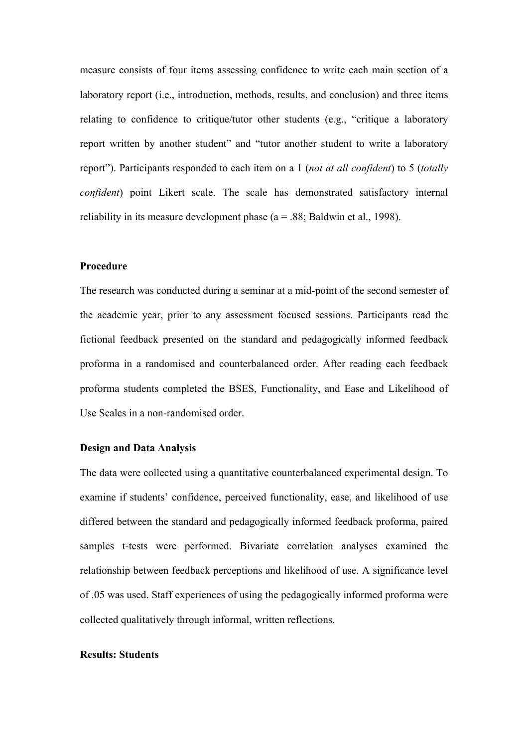measure consists of four items assessing confidence to write each main section of a laboratory report (i.e., introduction, methods, results, and conclusion) and three items relating to confidence to critique/tutor other students (e.g., "critique a laboratory report written by another student" and "tutor another student to write a laboratory report"). Participants responded to each item on a 1 (*not at all confident*) to 5 (*totally confident*) point Likert scale. The scale has demonstrated satisfactory internal reliability in its measure development phase (a = .88; Baldwin et al., 1998).

**Procedure**

The research was conducted during a seminar at a mid-point of the second semester of the academic year, prior to any assessment focused sessions. Participants read the fictional feedback presented on the standard and pedagogically informed feedback proforma in a randomised and counterbalanced order. After reading each feedback proforma students completed the BSES, Functionality, and Ease and Likelihood of Use Scales in a non-randomised order.

**Design and Data Analysis**

The data were collected using a quantitative counterbalanced experimental design. To examine if students' confidence, perceived functionality, ease, and likelihood of use differed between the standard and pedagogically informed feedback proforma, paired samples t-tests were performed. Bivariate correlation analyses examined the relationship between feedback perceptions and likelihood of use. A significance level of .05 was used. Staff experiences of using the pedagogically informed proforma were collected qualitatively through informal, written reflections.

**Results: Students**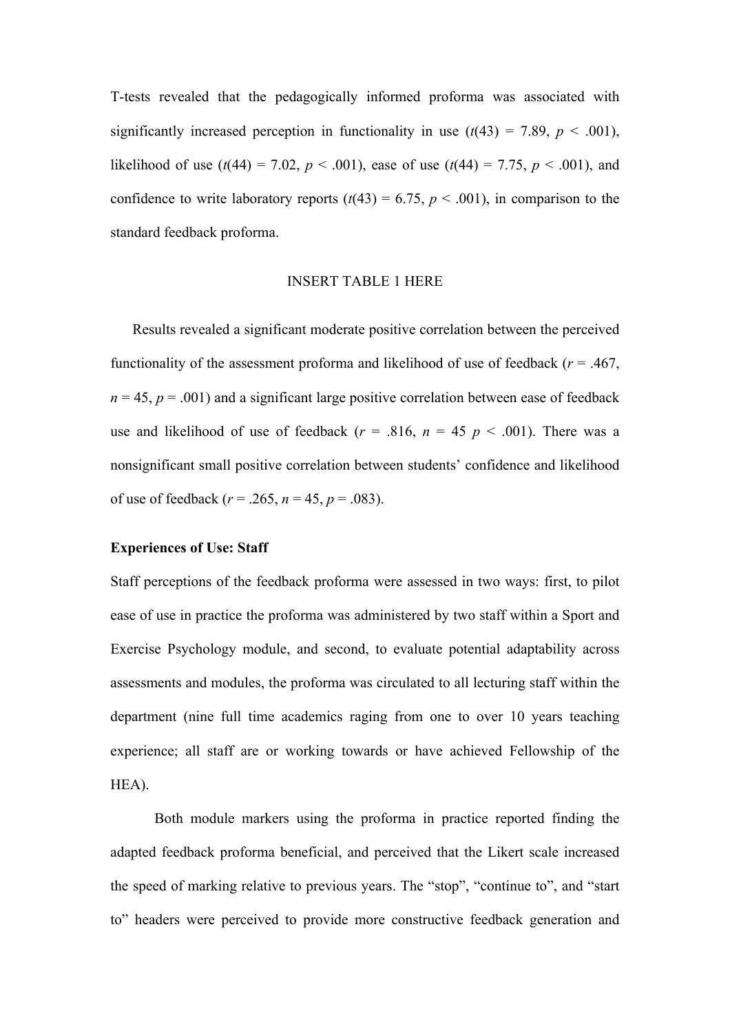T-tests revealed that the pedagogically informed proforma was associated with significantly increased perception in functionality in use ($t(43) = 7.89$, $p < .001$), likelihood of use ($t(44) = 7.02$, $p < .001$), ease of use ($t(44) = 7.75$, $p < .001$), and confidence to write laboratory reports ($t(43) = 6.75$, $p < .001$), in comparison to the standard feedback proforma.

INSERT TABLE 1 HERE

Results revealed a significant moderate positive correlation between the perceived functionality of the assessment proforma and likelihood of use of feedback ($r = .467$, $n = 45$, $p = .001$) and a significant large positive correlation between ease of feedback use and likelihood of use of feedback ($r = .816$, $n = 45$ $p < .001$). There was a nonsignificant small positive correlation between students' confidence and likelihood of use of feedback ($r = .265$, $n = 45$, $p = .083$).

**Experiences of Use: Staff**

Staff perceptions of the feedback proforma were assessed in two ways: first, to pilot ease of use in practice the proforma was administered by two staff within a Sport and Exercise Psychology module, and second, to evaluate potential adaptability across assessments and modules, the proforma was circulated to all lecturing staff within the department (nine full time academics raging from one to over 10 years teaching experience; all staff are or working towards or have achieved Fellowship of the HEA).

Both module markers using the proforma in practice reported finding the adapted feedback proforma beneficial, and perceived that the Likert scale increased the speed of marking relative to previous years. The "stop", "continue to", and "start to" headers were perceived to provide more constructive feedback generation and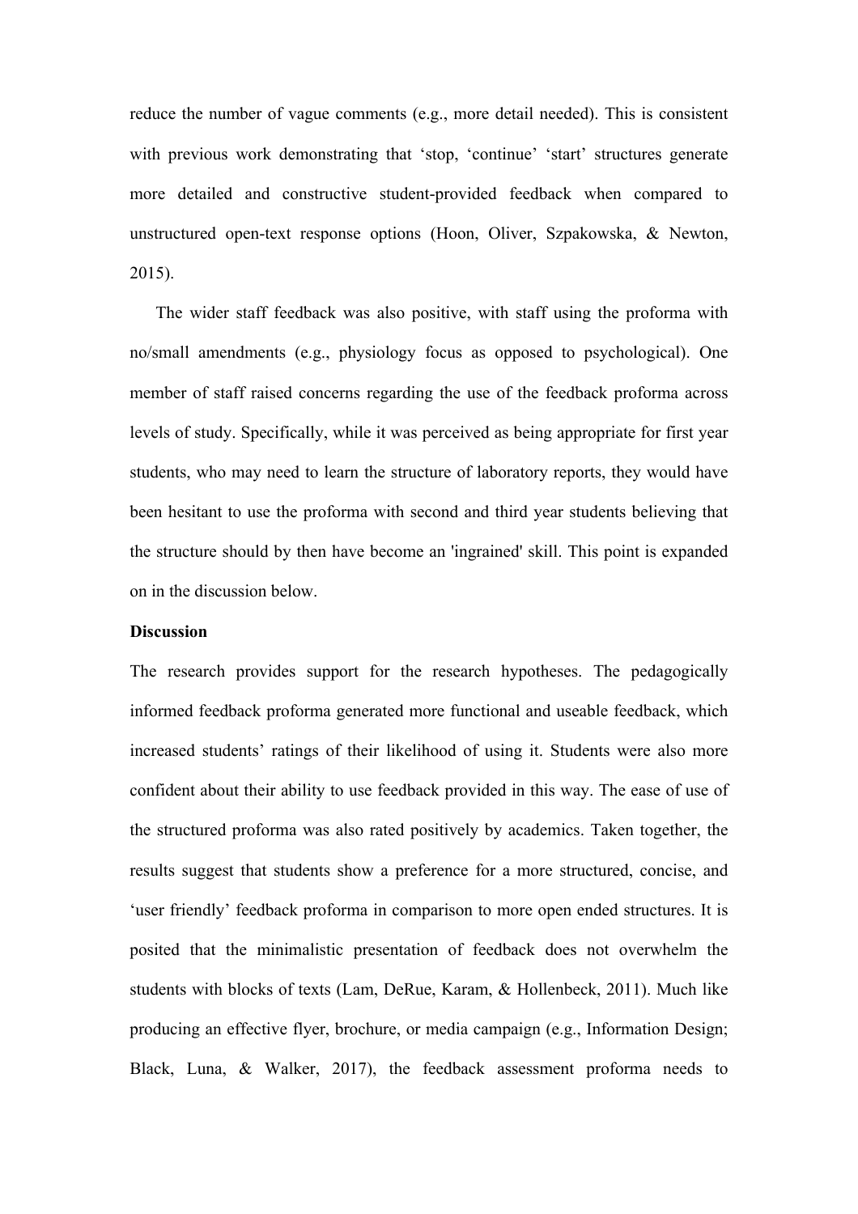reduce the number of vague comments (e.g., more detail needed). This is consistent with previous work demonstrating that 'stop, 'continue' 'start' structures generate more detailed and constructive student-provided feedback when compared to unstructured open-text response options (Hoon, Oliver, Szpakowska, & Newton, 2015).

The wider staff feedback was also positive, with staff using the proforma with no/small amendments (e.g., physiology focus as opposed to psychological). One member of staff raised concerns regarding the use of the feedback proforma across levels of study. Specifically, while it was perceived as being appropriate for first year students, who may need to learn the structure of laboratory reports, they would have been hesitant to use the proforma with second and third year students believing that the structure should by then have become an 'ingrained' skill. This point is expanded on in the discussion below.

**Discussion**

The research provides support for the research hypotheses. The pedagogically informed feedback proforma generated more functional and useable feedback, which increased students' ratings of their likelihood of using it. Students were also more confident about their ability to use feedback provided in this way. The ease of use of the structured proforma was also rated positively by academics. Taken together, the results suggest that students show a preference for a more structured, concise, and 'user friendly' feedback proforma in comparison to more open ended structures. It is posited that the minimalistic presentation of feedback does not overwhelm the students with blocks of texts (Lam, DeRue, Karam, & Hollenbeck, 2011). Much like producing an effective flyer, brochure, or media campaign (e.g., Information Design; Black, Luna, & Walker, 2017), the feedback assessment proforma needs to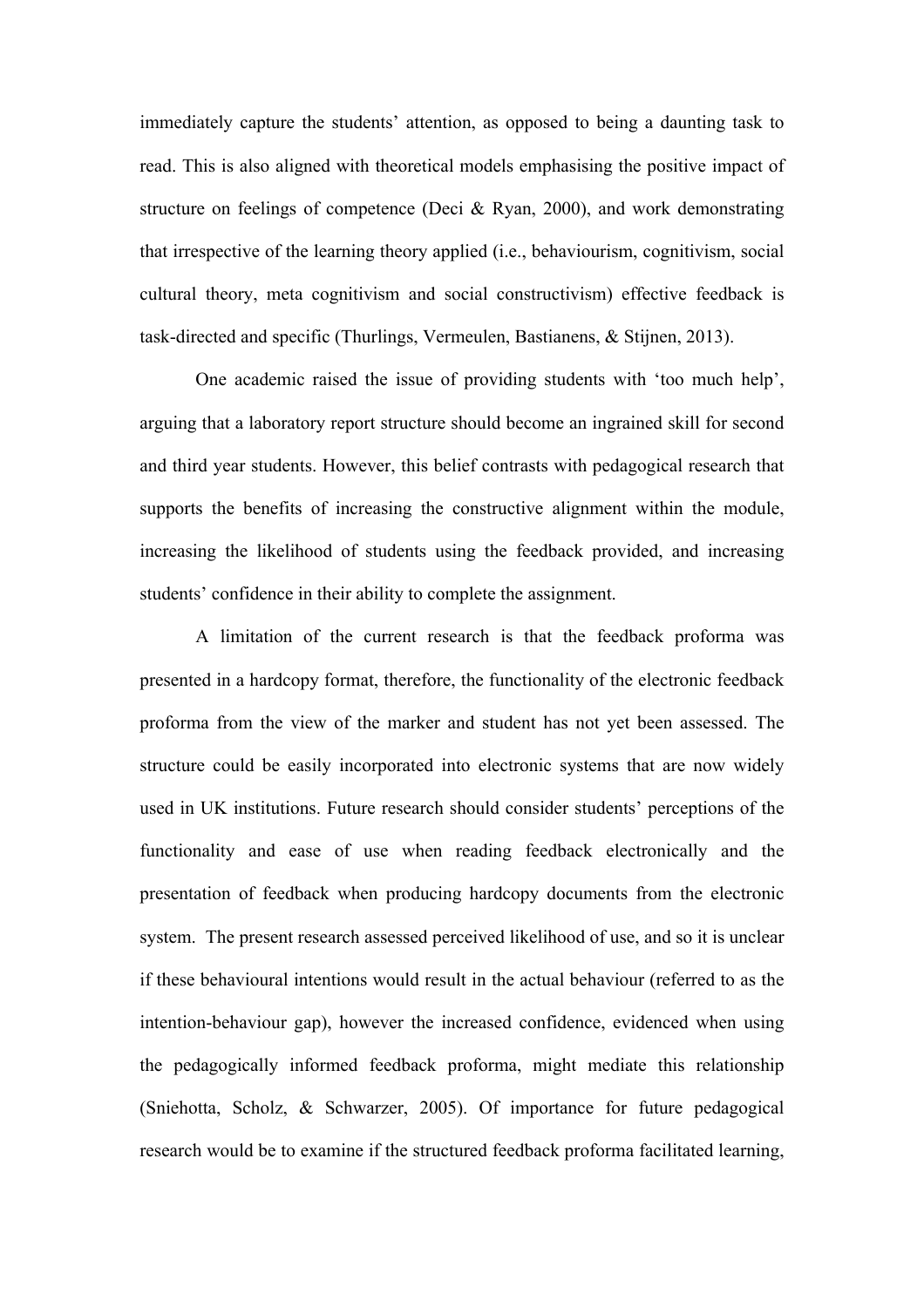immediately capture the students' attention, as opposed to being a daunting task to read. This is also aligned with theoretical models emphasising the positive impact of structure on feelings of competence (Deci & Ryan, 2000), and work demonstrating that irrespective of the learning theory applied (i.e., behaviourism, cognitivism, social cultural theory, meta cognitivism and social constructivism) effective feedback is task-directed and specific (Thurlings, Vermeulen, Bastianens, & Stijnen, 2013).

One academic raised the issue of providing students with 'too much help', arguing that a laboratory report structure should become an ingrained skill for second and third year students. However, this belief contrasts with pedagogical research that supports the benefits of increasing the constructive alignment within the module, increasing the likelihood of students using the feedback provided, and increasing students' confidence in their ability to complete the assignment.

A limitation of the current research is that the feedback proforma was presented in a hardcopy format, therefore, the functionality of the electronic feedback proforma from the view of the marker and student has not yet been assessed. The structure could be easily incorporated into electronic systems that are now widely used in UK institutions. Future research should consider students' perceptions of the functionality and ease of use when reading feedback electronically and the presentation of feedback when producing hardcopy documents from the electronic system. The present research assessed perceived likelihood of use, and so it is unclear if these behavioural intentions would result in the actual behaviour (referred to as the intention-behaviour gap), however the increased confidence, evidenced when using the pedagogically informed feedback proforma, might mediate this relationship (Sniehotta, Scholz, & Schwarzer, 2005). Of importance for future pedagogical research would be to examine if the structured feedback proforma facilitated learning,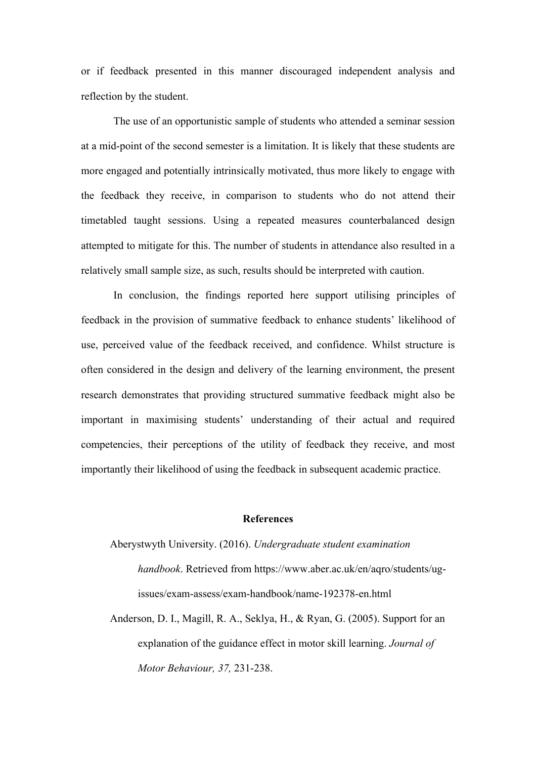or if feedback presented in this manner discouraged independent analysis and reflection by the student.

The use of an opportunistic sample of students who attended a seminar session at a mid-point of the second semester is a limitation. It is likely that these students are more engaged and potentially intrinsically motivated, thus more likely to engage with the feedback they receive, in comparison to students who do not attend their timetabled taught sessions. Using a repeated measures counterbalanced design attempted to mitigate for this. The number of students in attendance also resulted in a relatively small sample size, as such, results should be interpreted with caution.

In conclusion, the findings reported here support utilising principles of feedback in the provision of summative feedback to enhance students' likelihood of use, perceived value of the feedback received, and confidence. Whilst structure is often considered in the design and delivery of the learning environment, the present research demonstrates that providing structured summative feedback might also be important in maximising students' understanding of their actual and required competencies, their perceptions of the utility of feedback they receive, and most importantly their likelihood of using the feedback in subsequent academic practice.

## References

Aberystwyth University. (2016). *Undergraduate student examination handbook*. Retrieved from https://www.aber.ac.uk/en/aqro/students/ug-issues/exam-assess/exam-handbook/name-192378-en.html

Anderson, D. I., Magill, R. A., Seklya, H., & Ryan, G. (2005). Support for an explanation of the guidance effect in motor skill learning. *Journal of Motor Behaviour, 37,* 231-238.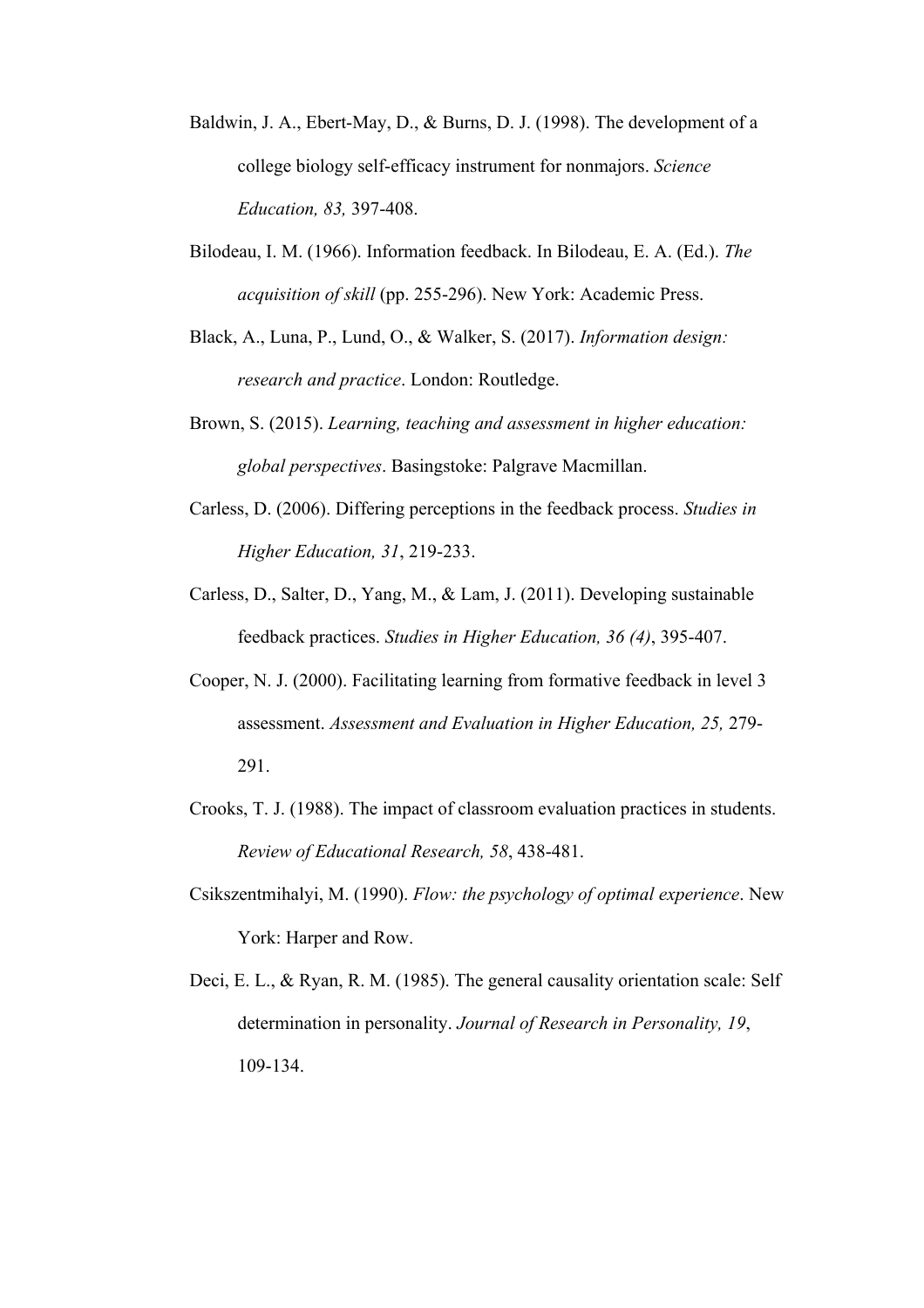Baldwin, J. A., Ebert-May, D., & Burns, D. J. (1998). The development of a college biology self-efficacy instrument for nonmajors. *Science Education, 83,* 397-408.

Bilodeau, I. M. (1966). Information feedback. In Bilodeau, E. A. (Ed.). *The acquisition of skill* (pp. 255-296). New York: Academic Press.

Black, A., Luna, P., Lund, O., & Walker, S. (2017). *Information design: research and practice*. London: Routledge.

Brown, S. (2015). *Learning, teaching and assessment in higher education: global perspectives*. Basingstoke: Palgrave Macmillan.

Carless, D. (2006). Differing perceptions in the feedback process. *Studies in Higher Education, 31*, 219-233.

Carless, D., Salter, D., Yang, M., & Lam, J. (2011). Developing sustainable feedback practices. *Studies in Higher Education, 36 (4)*, 395-407.

Cooper, N. J. (2000). Facilitating learning from formative feedback in level 3 assessment. *Assessment and Evaluation in Higher Education, 25,* 279-291.

Crooks, T. J. (1988). The impact of classroom evaluation practices in students. *Review of Educational Research, 58*, 438-481.

Csikszentmihalyi, M. (1990). *Flow: the psychology of optimal experience*. New York: Harper and Row.

Deci, E. L., & Ryan, R. M. (1985). The general causality orientation scale: Self determination in personality. *Journal of Research in Personality, 19*, 109-134.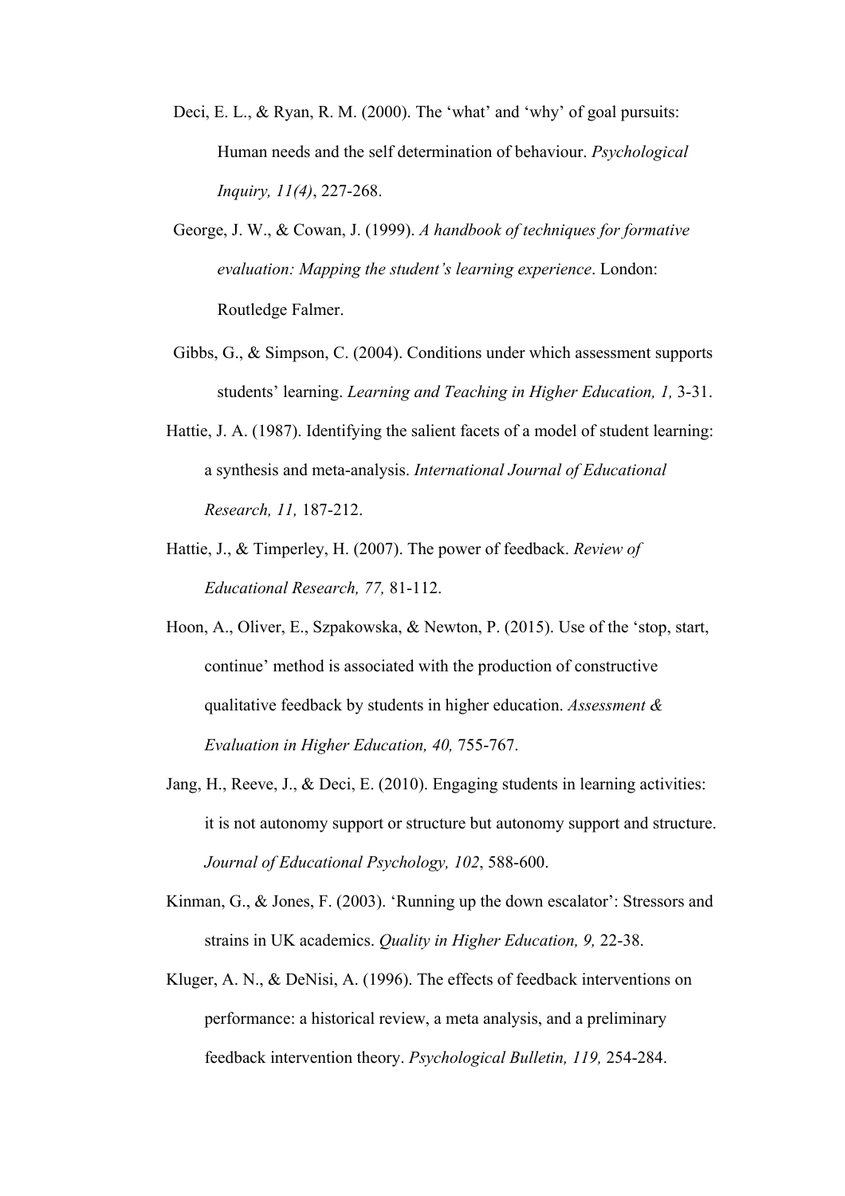Deci, E. L., & Ryan, R. M. (2000). The 'what' and 'why' of goal pursuits: Human needs and the self determination of behaviour. *Psychological Inquiry, 11(4)*, 227-268.

George, J. W., & Cowan, J. (1999). *A handbook of techniques for formative evaluation: Mapping the student's learning experience*. London: Routledge Falmer.

Gibbs, G., & Simpson, C. (2004). Conditions under which assessment supports students' learning. *Learning and Teaching in Higher Education, 1,* 3-31.

Hattie, J. A. (1987). Identifying the salient facets of a model of student learning: a synthesis and meta-analysis. *International Journal of Educational Research, 11,* 187-212.

Hattie, J., & Timperley, H. (2007). The power of feedback. *Review of Educational Research, 77,* 81-112.

Hoon, A., Oliver, E., Szpakowska, & Newton, P. (2015). Use of the 'stop, start, continue' method is associated with the production of constructive qualitative feedback by students in higher education. *Assessment & Evaluation in Higher Education, 40,* 755-767.

Jang, H., Reeve, J., & Deci, E. (2010). Engaging students in learning activities: it is not autonomy support or structure but autonomy support and structure. *Journal of Educational Psychology, 102*, 588-600.

Kinman, G., & Jones, F. (2003). 'Running up the down escalator': Stressors and strains in UK academics. *Quality in Higher Education, 9,* 22-38.

Kluger, A. N., & DeNisi, A. (1996). The effects of feedback interventions on performance: a historical review, a meta analysis, and a preliminary feedback intervention theory. *Psychological Bulletin, 119,* 254-284.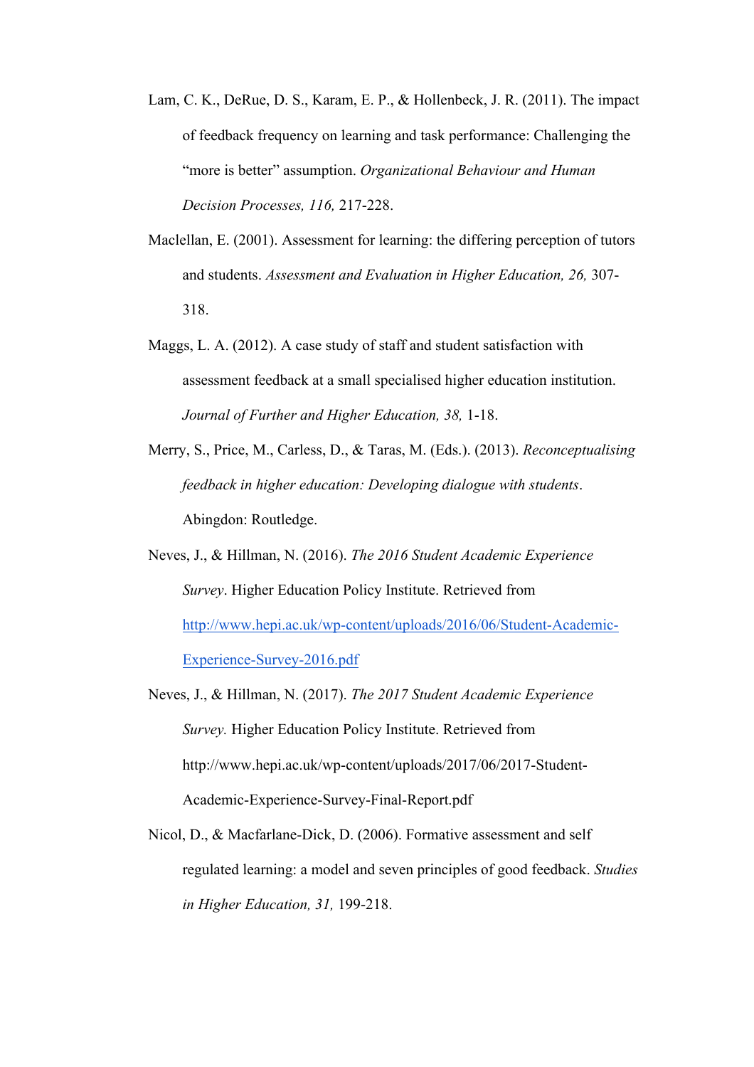Lam, C. K., DeRue, D. S., Karam, E. P., & Hollenbeck, J. R. (2011). The impact of feedback frequency on learning and task performance: Challenging the "more is better" assumption. *Organizational Behaviour and Human Decision Processes, 116,* 217-228.

Maclellan, E. (2001). Assessment for learning: the differing perception of tutors and students. *Assessment and Evaluation in Higher Education, 26,* 307-318.

Maggs, L. A. (2012). A case study of staff and student satisfaction with assessment feedback at a small specialised higher education institution. *Journal of Further and Higher Education, 38,* 1-18.

Merry, S., Price, M., Carless, D., & Taras, M. (Eds.). (2013). *Reconceptualising feedback in higher education: Developing dialogue with students*. Abingdon: Routledge.

Neves, J., & Hillman, N. (2016). *The 2016 Student Academic Experience Survey*. Higher Education Policy Institute. Retrieved from [http://www.hepi.ac.uk/wp-content/uploads/2016/06/Student-Academic-Experience-Survey-2016.pdf](http://www.hepi.ac.uk/wp-content/uploads/2016/06/Student-Academic-Experience-Survey-2016.pdf)

Neves, J., & Hillman, N. (2017). *The 2017 Student Academic Experience Survey.* Higher Education Policy Institute. Retrieved from http://www.hepi.ac.uk/wp-content/uploads/2017/06/2017-Student-Academic-Experience-Survey-Final-Report.pdf

Nicol, D., & Macfarlane-Dick, D. (2006). Formative assessment and self regulated learning: a model and seven principles of good feedback. *Studies in Higher Education, 31,* 199-218.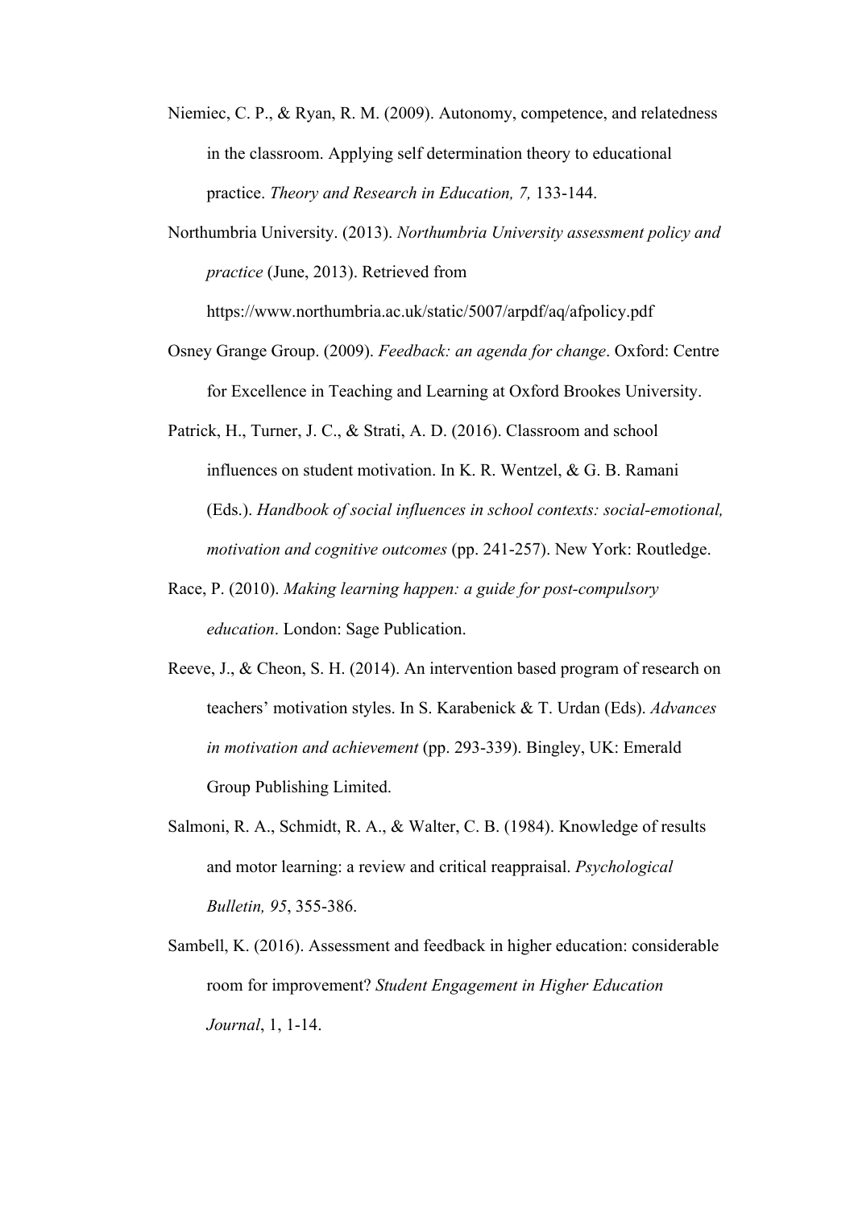Niemiec, C. P., & Ryan, R. M. (2009). Autonomy, competence, and relatedness in the classroom. Applying self determination theory to educational practice. *Theory and Research in Education, 7,* 133-144.

Northumbria University. (2013). *Northumbria University assessment policy and practice* (June, 2013). Retrieved from https://www.northumbria.ac.uk/static/5007/arpdf/aq/afpolicy.pdf

Osney Grange Group. (2009). *Feedback: an agenda for change*. Oxford: Centre for Excellence in Teaching and Learning at Oxford Brookes University.

Patrick, H., Turner, J. C., & Strati, A. D. (2016). Classroom and school influences on student motivation. In K. R. Wentzel, & G. B. Ramani (Eds.). *Handbook of social influences in school contexts: social-emotional, motivation and cognitive outcomes* (pp. 241-257). New York: Routledge.

Race, P. (2010). *Making learning happen: a guide for post-compulsory education*. London: Sage Publication.

Reeve, J., & Cheon, S. H. (2014). An intervention based program of research on teachers' motivation styles. In S. Karabenick & T. Urdan (Eds). *Advances in motivation and achievement* (pp. 293-339). Bingley, UK: Emerald Group Publishing Limited.

Salmoni, R. A., Schmidt, R. A., & Walter, C. B. (1984). Knowledge of results and motor learning: a review and critical reappraisal. *Psychological Bulletin, 95*, 355-386.

Sambell, K. (2016). Assessment and feedback in higher education: considerable room for improvement? *Student Engagement in Higher Education Journal*, 1, 1-14.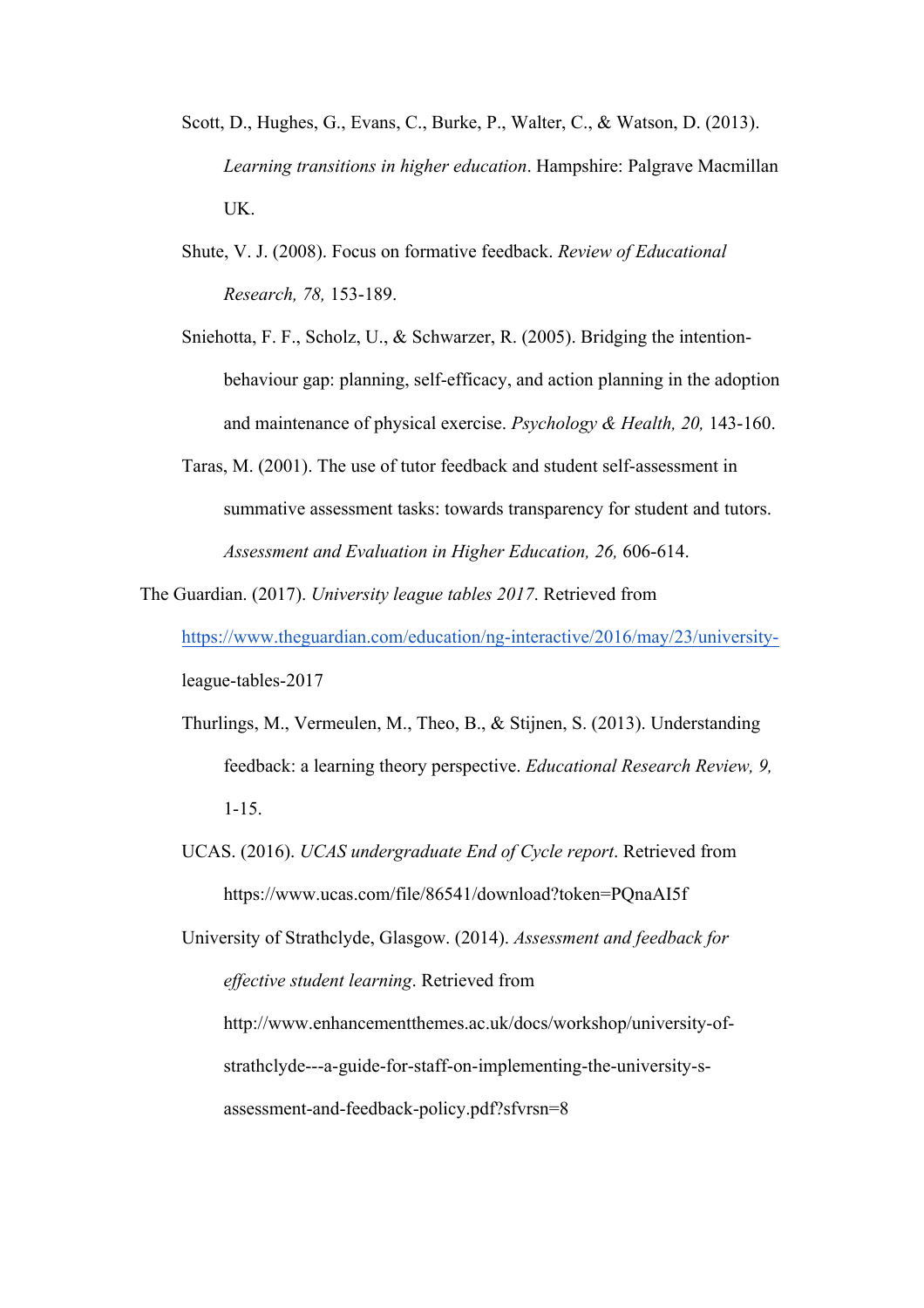Scott, D., Hughes, G., Evans, C., Burke, P., Walter, C., & Watson, D. (2013). *Learning transitions in higher education*. Hampshire: Palgrave Macmillan UK.

Shute, V. J. (2008). Focus on formative feedback. *Review of Educational Research, 78,* 153-189.

Sniehotta, F. F., Scholz, U., & Schwarzer, R. (2005). Bridging the intention-behaviour gap: planning, self-efficacy, and action planning in the adoption and maintenance of physical exercise. *Psychology & Health, 20,* 143-160.

Taras, M. (2001). The use of tutor feedback and student self-assessment in summative assessment tasks: towards transparency for student and tutors. *Assessment and Evaluation in Higher Education, 26,* 606-614.

The Guardian. (2017). *University league tables 2017*. Retrieved from https://www.theguardian.com/education/ng-interactive/2016/may/23/university-league-tables-2017

Thurlings, M., Vermeulen, M., Theo, B., & Stijnen, S. (2013). Understanding feedback: a learning theory perspective. *Educational Research Review, 9,* 1-15.

UCAS. (2016). *UCAS undergraduate End of Cycle report*. Retrieved from https://www.ucas.com/file/86541/download?token=PQnaAI5f

University of Strathclyde, Glasgow. (2014). *Assessment and feedback for effective student learning*. Retrieved from http://www.enhancementthemes.ac.uk/docs/workshop/university-of-strathclyde---a-guide-for-staff-on-implementing-the-university-s-assessment-and-feedback-policy.pdf?sfvrsn=8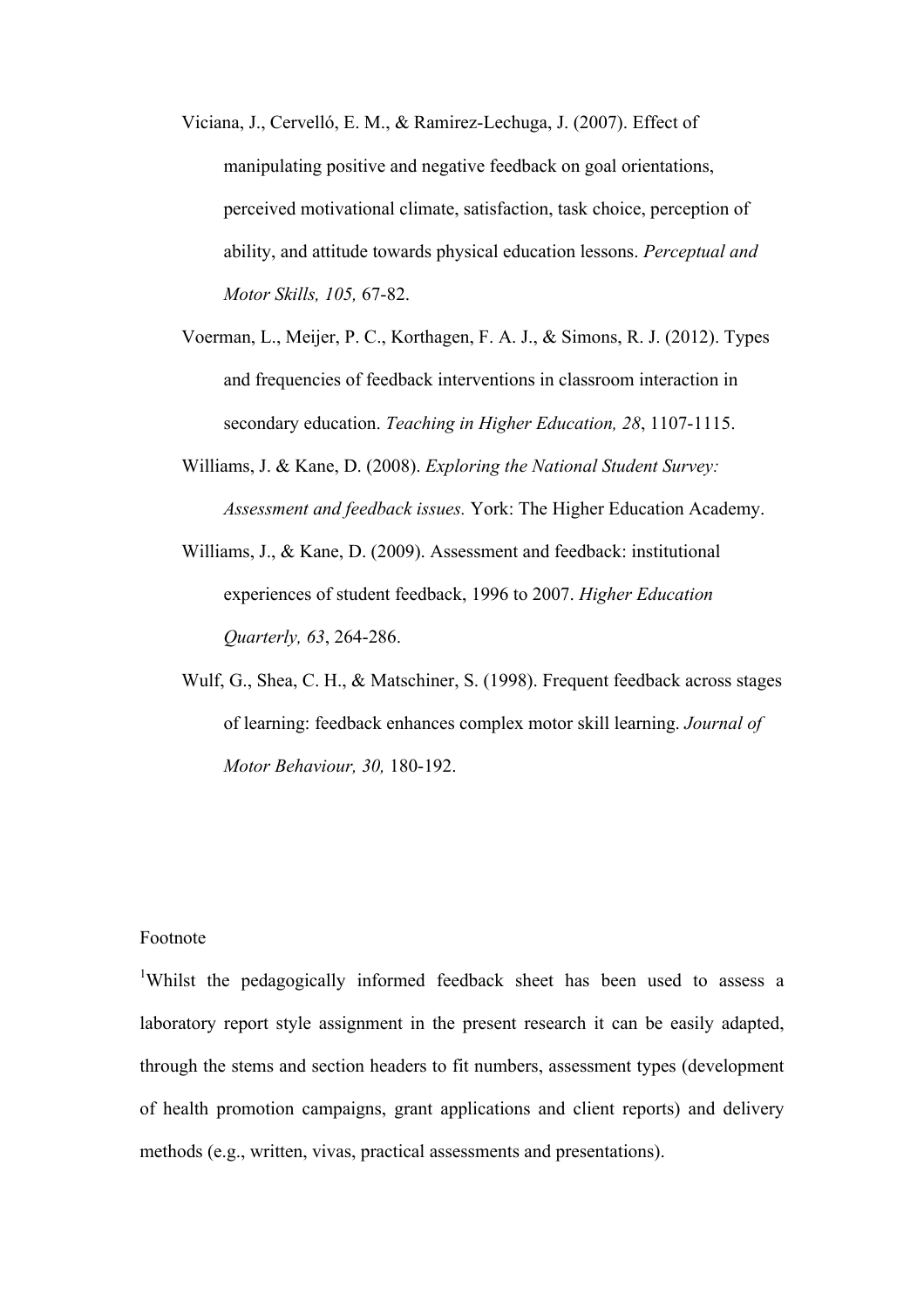Viciana, J., Cervelló, E. M., & Ramirez-Lechuga, J. (2007). Effect of manipulating positive and negative feedback on goal orientations, perceived motivational climate, satisfaction, task choice, perception of ability, and attitude towards physical education lessons. *Perceptual and Motor Skills, 105,* 67-82.

Voerman, L., Meijer, P. C., Korthagen, F. A. J., & Simons, R. J. (2012). Types and frequencies of feedback interventions in classroom interaction in secondary education. *Teaching in Higher Education, 28*, 1107-1115.

Williams, J. & Kane, D. (2008). *Exploring the National Student Survey: Assessment and feedback issues.* York: The Higher Education Academy.

Williams, J., & Kane, D. (2009). Assessment and feedback: institutional experiences of student feedback, 1996 to 2007. *Higher Education Quarterly, 63*, 264-286.

Wulf, G., Shea, C. H., & Matschiner, S. (1998). Frequent feedback across stages of learning: feedback enhances complex motor skill learning. *Journal of Motor Behaviour, 30,* 180-192.

Footnote

[1]Whilst the pedagogically informed feedback sheet has been used to assess a laboratory report style assignment in the present research it can be easily adapted, through the stems and section headers to fit numbers, assessment types (development of health promotion campaigns, grant applications and client reports) and delivery methods (e.g., written, vivas, practical assessments and presentations).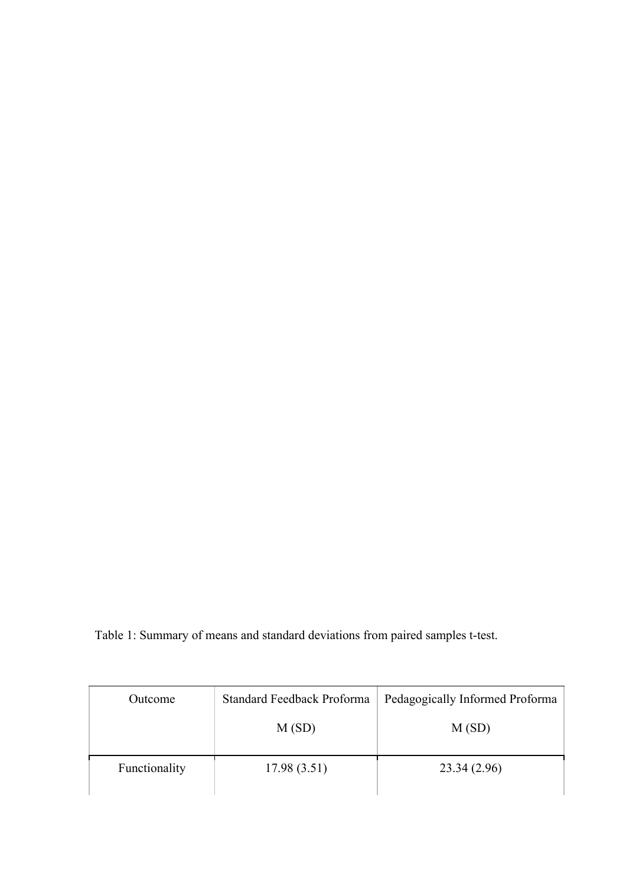Table 1: Summary of means and standard deviations from paired samples t-test.

| Outcome | Standard Feedback Proforma M (SD) | Pedagogically Informed Proforma M (SD) |
|---|---|---|
| Functionality | 17.98 (3.51) | 23.34 (2.96) |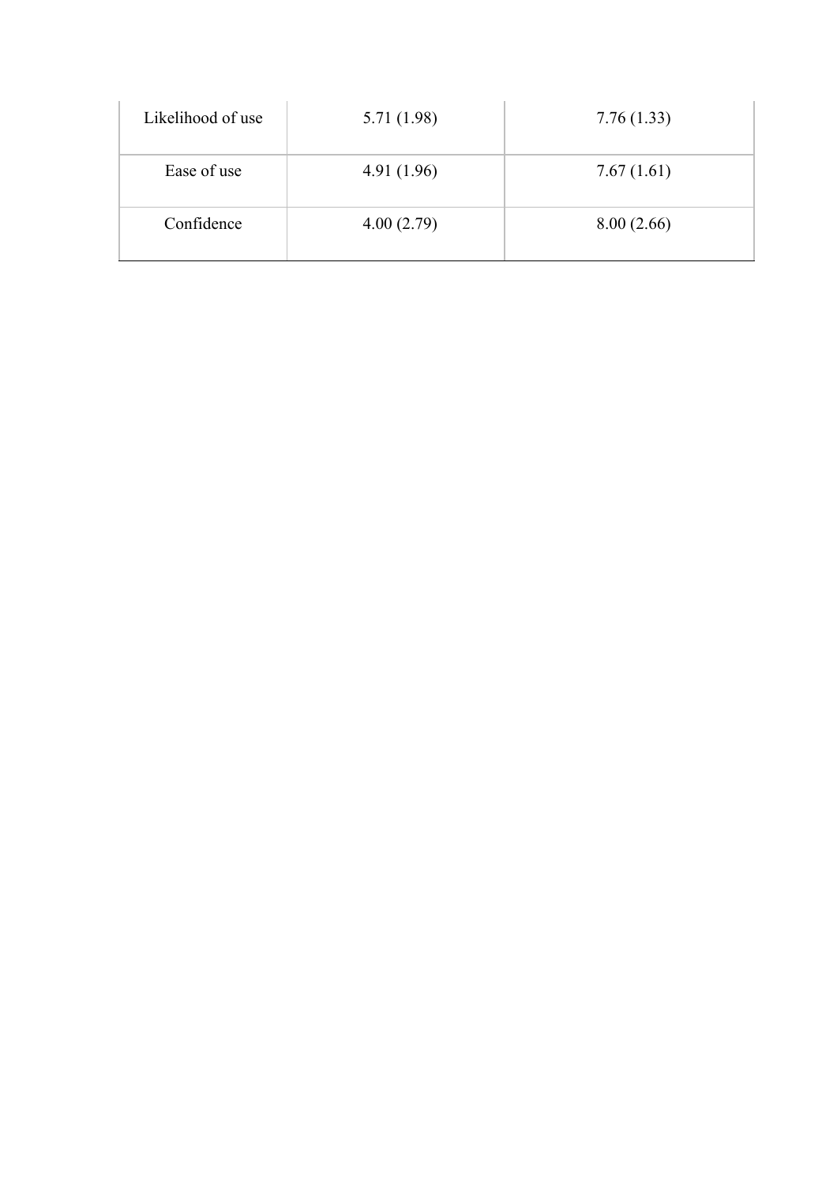| | | |
|---|---|---|
| Likelihood of use | 5.71 (1.98) | 7.76 (1.33) |
| Ease of use | 4.91 (1.96) | 7.67 (1.61) |
| Confidence | 4.00 (2.79) | 8.00 (2.66) |